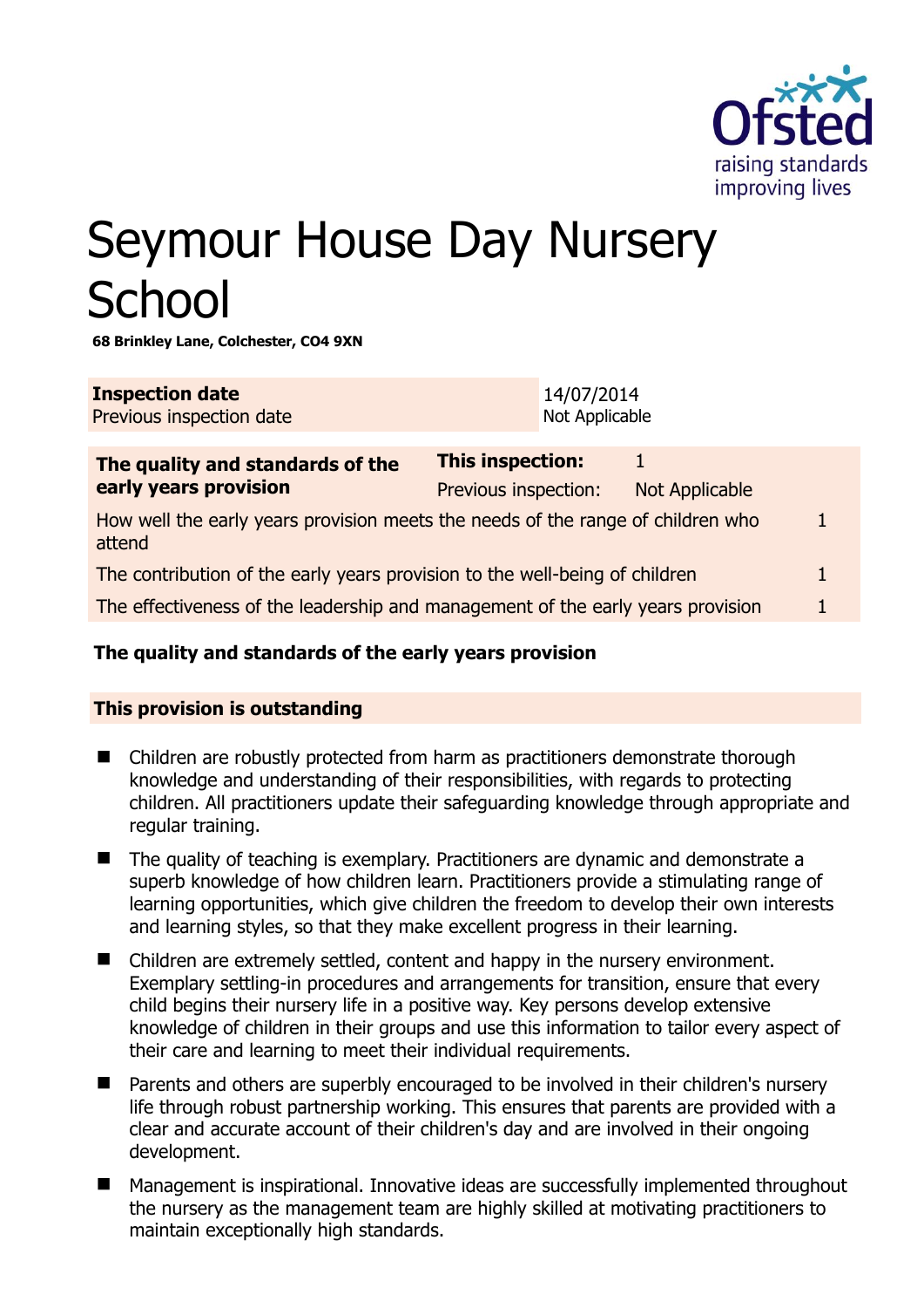# Seymour House Day Nursery School

**68 Brinkley Lane, Colchester, CO4 9XN**

| | |
|---|---|
| **Inspection date** | 14/07/2014 |
| Previous inspection date | Not Applicable |

| | | |
|---|---|---|
| **The quality and standards of the early years provision** | **This inspection:** | 1 |
| | Previous inspection: | Not Applicable |
| How well the early years provision meets the needs of the range of children who attend | | 1 |
| The contribution of the early years provision to the well-being of children | | 1 |
| The effectiveness of the leadership and management of the early years provision | | 1 |

## The quality and standards of the early years provision

### This provision is outstanding

- Children are robustly protected from harm as practitioners demonstrate thorough knowledge and understanding of their responsibilities, with regards to protecting children. All practitioners update their safeguarding knowledge through appropriate and regular training.
- The quality of teaching is exemplary. Practitioners are dynamic and demonstrate a superb knowledge of how children learn. Practitioners provide a stimulating range of learning opportunities, which give children the freedom to develop their own interests and learning styles, so that they make excellent progress in their learning.
- Children are extremely settled, content and happy in the nursery environment. Exemplary settling-in procedures and arrangements for transition, ensure that every child begins their nursery life in a positive way. Key persons develop extensive knowledge of children in their groups and use this information to tailor every aspect of their care and learning to meet their individual requirements.
- Parents and others are superbly encouraged to be involved in their children's nursery life through robust partnership working. This ensures that parents are provided with a clear and accurate account of their children's day and are involved in their ongoing development.
- Management is inspirational. Innovative ideas are successfully implemented throughout the nursery as the management team are highly skilled at motivating practitioners to maintain exceptionally high standards.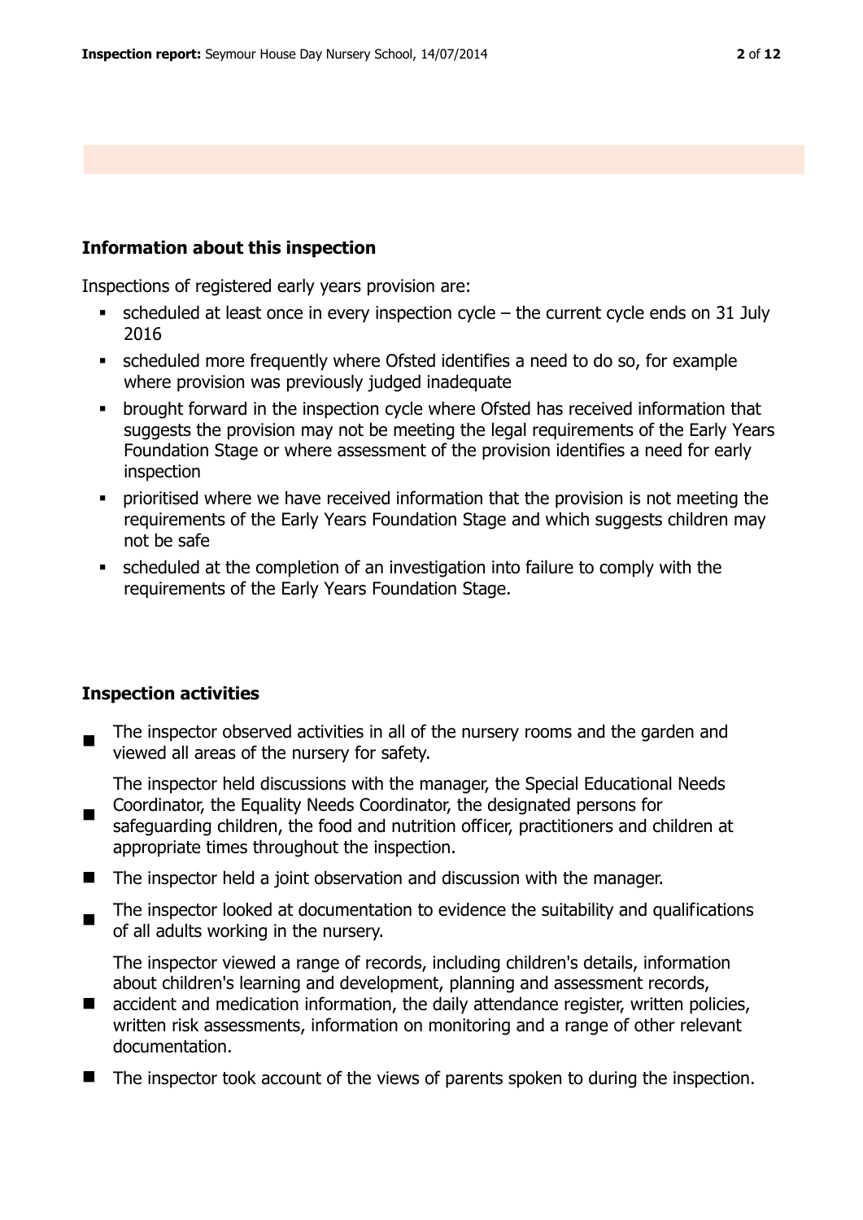## Information about this inspection

Inspections of registered early years provision are:

- scheduled at least once in every inspection cycle – the current cycle ends on 31 July 2016
- scheduled more frequently where Ofsted identifies a need to do so, for example where provision was previously judged inadequate
- brought forward in the inspection cycle where Ofsted has received information that suggests the provision may not be meeting the legal requirements of the Early Years Foundation Stage or where assessment of the provision identifies a need for early inspection
- prioritised where we have received information that the provision is not meeting the requirements of the Early Years Foundation Stage and which suggests children may not be safe
- scheduled at the completion of an investigation into failure to comply with the requirements of the Early Years Foundation Stage.

## Inspection activities

- The inspector observed activities in all of the nursery rooms and the garden and viewed all areas of the nursery for safety.
- The inspector held discussions with the manager, the Special Educational Needs Coordinator, the Equality Needs Coordinator, the designated persons for safeguarding children, the food and nutrition officer, practitioners and children at appropriate times throughout the inspection.
- The inspector held a joint observation and discussion with the manager.
- The inspector looked at documentation to evidence the suitability and qualifications of all adults working in the nursery.
- The inspector viewed a range of records, including children's details, information about children's learning and development, planning and assessment records, accident and medication information, the daily attendance register, written policies, written risk assessments, information on monitoring and a range of other relevant documentation.
- The inspector took account of the views of parents spoken to during the inspection.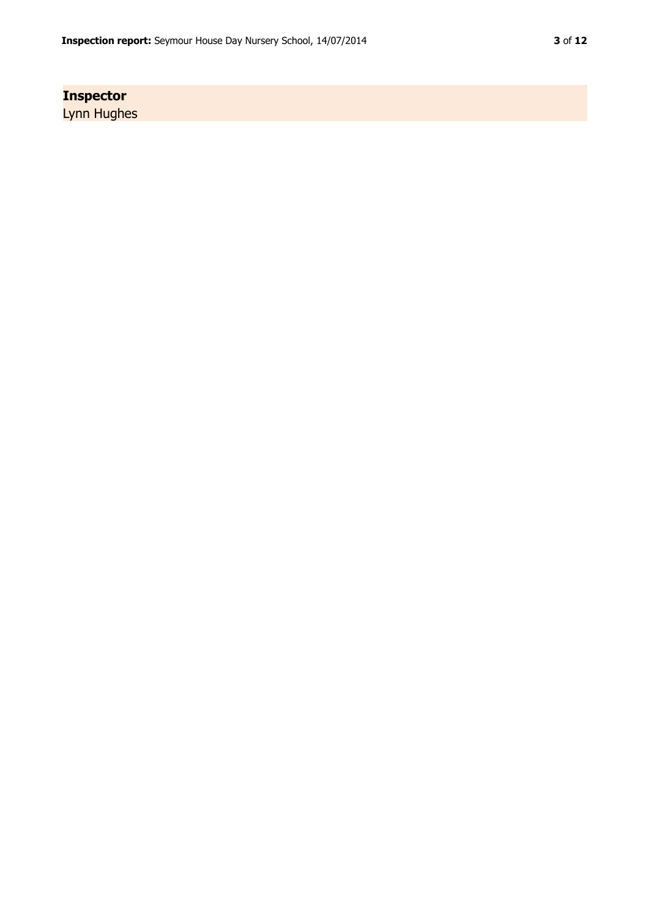**Inspector**
Lynn Hughes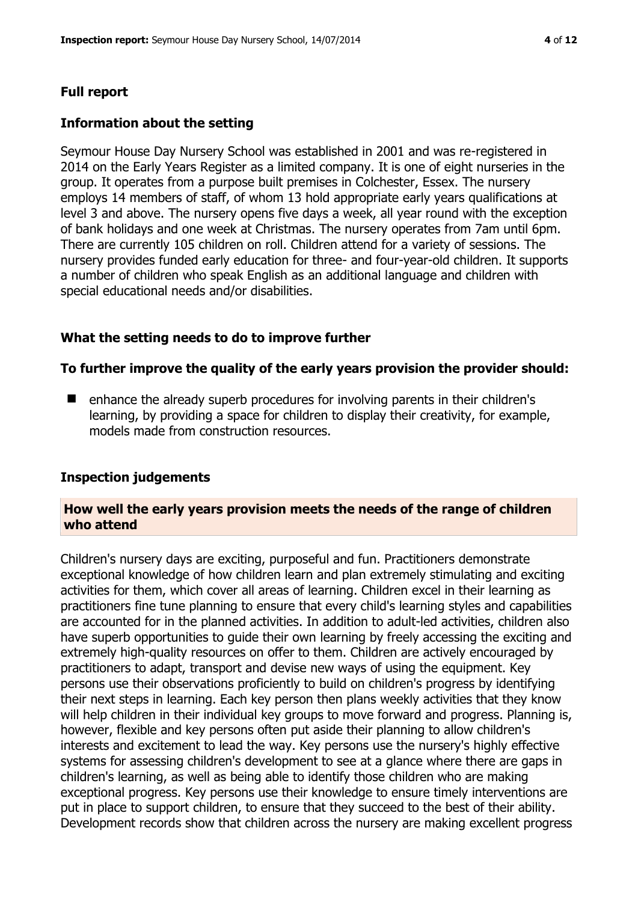## Full report

### Information about the setting

Seymour House Day Nursery School was established in 2001 and was re-registered in 2014 on the Early Years Register as a limited company. It is one of eight nurseries in the group. It operates from a purpose built premises in Colchester, Essex. The nursery employs 14 members of staff, of whom 13 hold appropriate early years qualifications at level 3 and above. The nursery opens five days a week, all year round with the exception of bank holidays and one week at Christmas. The nursery operates from 7am until 6pm. There are currently 105 children on roll. Children attend for a variety of sessions. The nursery provides funded early education for three- and four-year-old children. It supports a number of children who speak English as an additional language and children with special educational needs and/or disabilities.

### What the setting needs to do to improve further

**To further improve the quality of the early years provision the provider should:**

- enhance the already superb procedures for involving parents in their children's learning, by providing a space for children to display their creativity, for example, models made from construction resources.

### Inspection judgements

#### How well the early years provision meets the needs of the range of children who attend

Children's nursery days are exciting, purposeful and fun. Practitioners demonstrate exceptional knowledge of how children learn and plan extremely stimulating and exciting activities for them, which cover all areas of learning. Children excel in their learning as practitioners fine tune planning to ensure that every child's learning styles and capabilities are accounted for in the planned activities. In addition to adult-led activities, children also have superb opportunities to guide their own learning by freely accessing the exciting and extremely high-quality resources on offer to them. Children are actively encouraged by practitioners to adapt, transport and devise new ways of using the equipment. Key persons use their observations proficiently to build on children's progress by identifying their next steps in learning. Each key person then plans weekly activities that they know will help children in their individual key groups to move forward and progress. Planning is, however, flexible and key persons often put aside their planning to allow children's interests and excitement to lead the way. Key persons use the nursery's highly effective systems for assessing children's development to see at a glance where there are gaps in children's learning, as well as being able to identify those children who are making exceptional progress. Key persons use their knowledge to ensure timely interventions are put in place to support children, to ensure that they succeed to the best of their ability. Development records show that children across the nursery are making excellent progress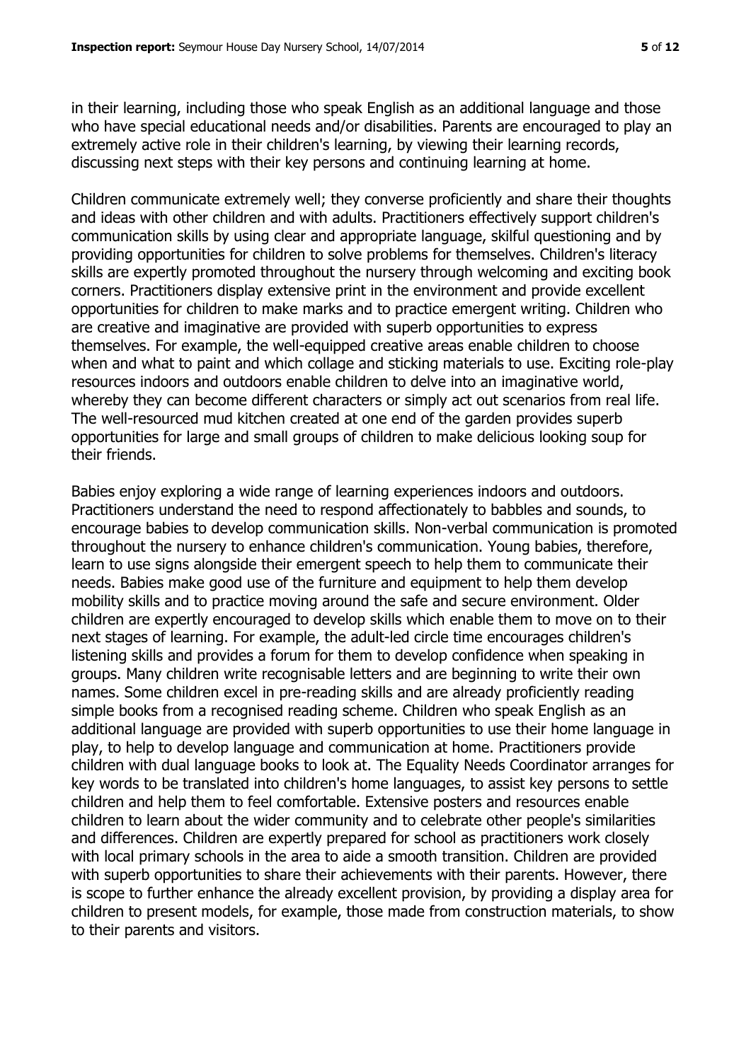in their learning, including those who speak English as an additional language and those who have special educational needs and/or disabilities. Parents are encouraged to play an extremely active role in their children's learning, by viewing their learning records, discussing next steps with their key persons and continuing learning at home.

Children communicate extremely well; they converse proficiently and share their thoughts and ideas with other children and with adults. Practitioners effectively support children's communication skills by using clear and appropriate language, skilful questioning and by providing opportunities for children to solve problems for themselves. Children's literacy skills are expertly promoted throughout the nursery through welcoming and exciting book corners. Practitioners display extensive print in the environment and provide excellent opportunities for children to make marks and to practice emergent writing. Children who are creative and imaginative are provided with superb opportunities to express themselves. For example, the well-equipped creative areas enable children to choose when and what to paint and which collage and sticking materials to use. Exciting role-play resources indoors and outdoors enable children to delve into an imaginative world, whereby they can become different characters or simply act out scenarios from real life. The well-resourced mud kitchen created at one end of the garden provides superb opportunities for large and small groups of children to make delicious looking soup for their friends.

Babies enjoy exploring a wide range of learning experiences indoors and outdoors. Practitioners understand the need to respond affectionately to babbles and sounds, to encourage babies to develop communication skills. Non-verbal communication is promoted throughout the nursery to enhance children's communication. Young babies, therefore, learn to use signs alongside their emergent speech to help them to communicate their needs. Babies make good use of the furniture and equipment to help them develop mobility skills and to practice moving around the safe and secure environment. Older children are expertly encouraged to develop skills which enable them to move on to their next stages of learning. For example, the adult-led circle time encourages children's listening skills and provides a forum for them to develop confidence when speaking in groups. Many children write recognisable letters and are beginning to write their own names. Some children excel in pre-reading skills and are already proficiently reading simple books from a recognised reading scheme. Children who speak English as an additional language are provided with superb opportunities to use their home language in play, to help to develop language and communication at home. Practitioners provide children with dual language books to look at. The Equality Needs Coordinator arranges for key words to be translated into children's home languages, to assist key persons to settle children and help them to feel comfortable. Extensive posters and resources enable children to learn about the wider community and to celebrate other people's similarities and differences. Children are expertly prepared for school as practitioners work closely with local primary schools in the area to aide a smooth transition. Children are provided with superb opportunities to share their achievements with their parents. However, there is scope to further enhance the already excellent provision, by providing a display area for children to present models, for example, those made from construction materials, to show to their parents and visitors.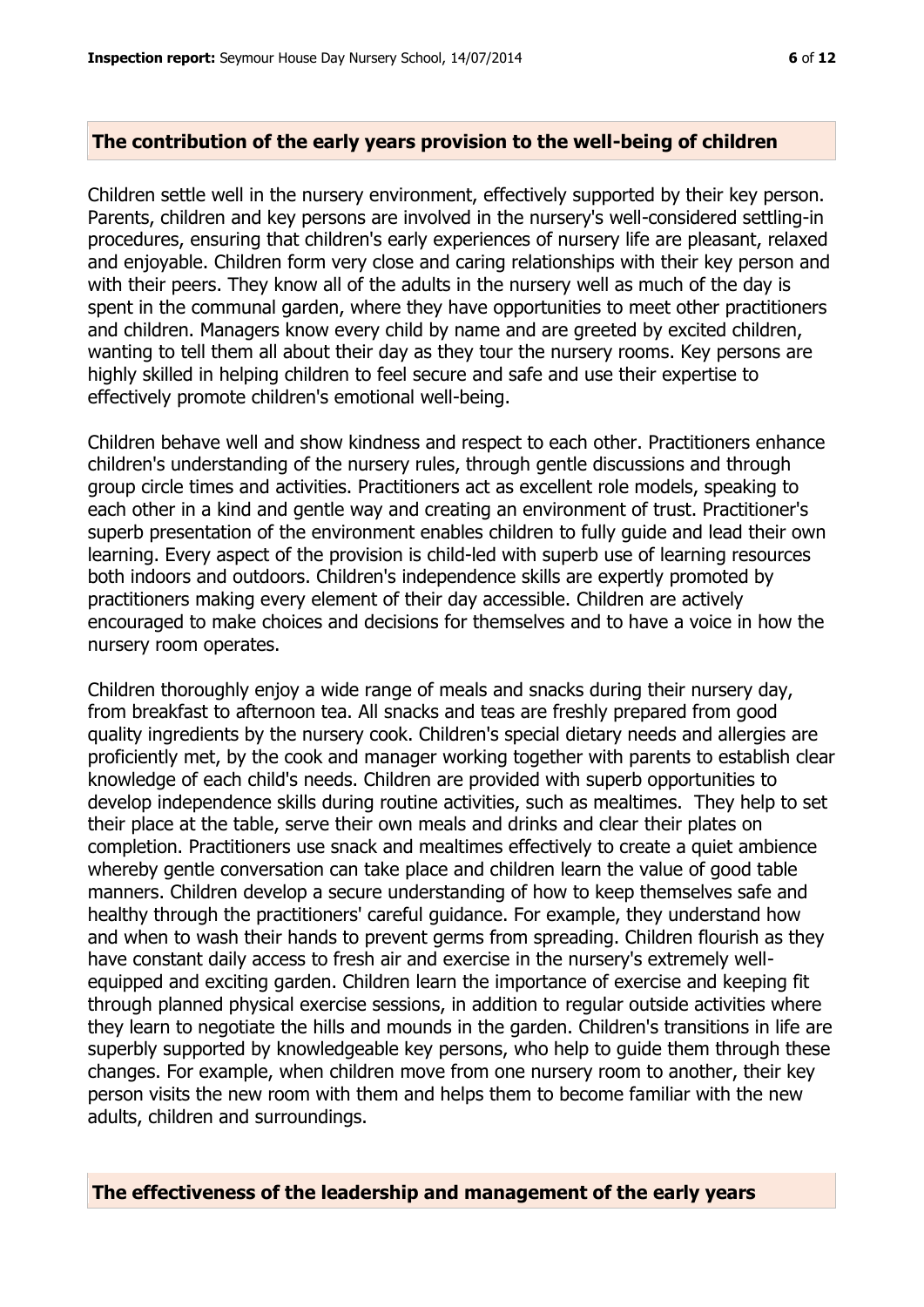## The contribution of the early years provision to the well-being of children

Children settle well in the nursery environment, effectively supported by their key person. Parents, children and key persons are involved in the nursery's well-considered settling-in procedures, ensuring that children's early experiences of nursery life are pleasant, relaxed and enjoyable. Children form very close and caring relationships with their key person and with their peers. They know all of the adults in the nursery well as much of the day is spent in the communal garden, where they have opportunities to meet other practitioners and children. Managers know every child by name and are greeted by excited children, wanting to tell them all about their day as they tour the nursery rooms. Key persons are highly skilled in helping children to feel secure and safe and use their expertise to effectively promote children's emotional well-being.

Children behave well and show kindness and respect to each other. Practitioners enhance children's understanding of the nursery rules, through gentle discussions and through group circle times and activities. Practitioners act as excellent role models, speaking to each other in a kind and gentle way and creating an environment of trust. Practitioner's superb presentation of the environment enables children to fully guide and lead their own learning. Every aspect of the provision is child-led with superb use of learning resources both indoors and outdoors. Children's independence skills are expertly promoted by practitioners making every element of their day accessible. Children are actively encouraged to make choices and decisions for themselves and to have a voice in how the nursery room operates.

Children thoroughly enjoy a wide range of meals and snacks during their nursery day, from breakfast to afternoon tea. All snacks and teas are freshly prepared from good quality ingredients by the nursery cook. Children's special dietary needs and allergies are proficiently met, by the cook and manager working together with parents to establish clear knowledge of each child's needs. Children are provided with superb opportunities to develop independence skills during routine activities, such as mealtimes. They help to set their place at the table, serve their own meals and drinks and clear their plates on completion. Practitioners use snack and mealtimes effectively to create a quiet ambience whereby gentle conversation can take place and children learn the value of good table manners. Children develop a secure understanding of how to keep themselves safe and healthy through the practitioners' careful guidance. For example, they understand how and when to wash their hands to prevent germs from spreading. Children flourish as they have constant daily access to fresh air and exercise in the nursery's extremely well-equipped and exciting garden. Children learn the importance of exercise and keeping fit through planned physical exercise sessions, in addition to regular outside activities where they learn to negotiate the hills and mounds in the garden. Children's transitions in life are superbly supported by knowledgeable key persons, who help to guide them through these changes. For example, when children move from one nursery room to another, their key person visits the new room with them and helps them to become familiar with the new adults, children and surroundings.

## The effectiveness of the leadership and management of the early years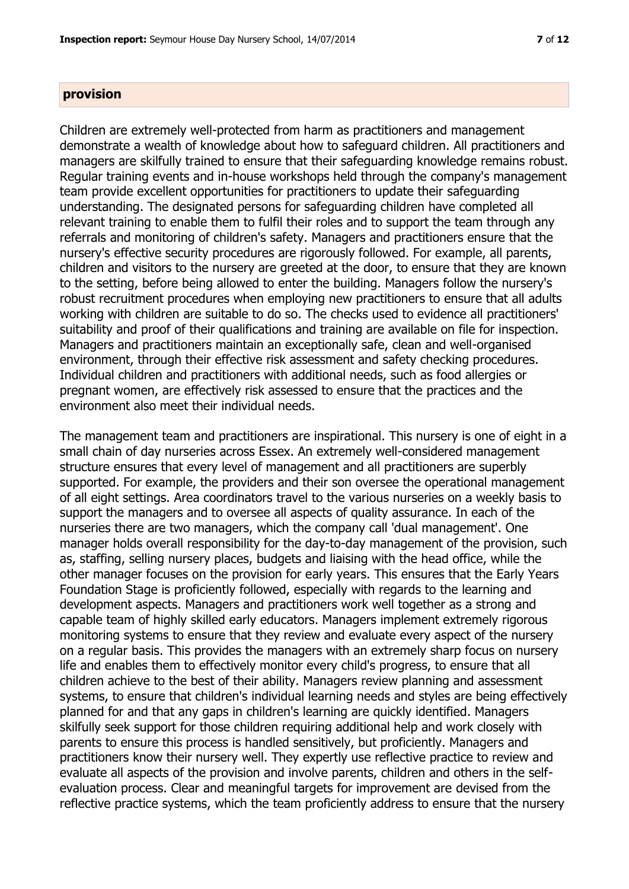**provision**

Children are extremely well-protected from harm as practitioners and management demonstrate a wealth of knowledge about how to safeguard children. All practitioners and managers are skilfully trained to ensure that their safeguarding knowledge remains robust. Regular training events and in-house workshops held through the company's management team provide excellent opportunities for practitioners to update their safeguarding understanding. The designated persons for safeguarding children have completed all relevant training to enable them to fulfil their roles and to support the team through any referrals and monitoring of children's safety. Managers and practitioners ensure that the nursery's effective security procedures are rigorously followed. For example, all parents, children and visitors to the nursery are greeted at the door, to ensure that they are known to the setting, before being allowed to enter the building. Managers follow the nursery's robust recruitment procedures when employing new practitioners to ensure that all adults working with children are suitable to do so. The checks used to evidence all practitioners' suitability and proof of their qualifications and training are available on file for inspection. Managers and practitioners maintain an exceptionally safe, clean and well-organised environment, through their effective risk assessment and safety checking procedures. Individual children and practitioners with additional needs, such as food allergies or pregnant women, are effectively risk assessed to ensure that the practices and the environment also meet their individual needs.

The management team and practitioners are inspirational. This nursery is one of eight in a small chain of day nurseries across Essex. An extremely well-considered management structure ensures that every level of management and all practitioners are superbly supported. For example, the providers and their son oversee the operational management of all eight settings. Area coordinators travel to the various nurseries on a weekly basis to support the managers and to oversee all aspects of quality assurance. In each of the nurseries there are two managers, which the company call 'dual management'. One manager holds overall responsibility for the day-to-day management of the provision, such as, staffing, selling nursery places, budgets and liaising with the head office, while the other manager focuses on the provision for early years. This ensures that the Early Years Foundation Stage is proficiently followed, especially with regards to the learning and development aspects. Managers and practitioners work well together as a strong and capable team of highly skilled early educators. Managers implement extremely rigorous monitoring systems to ensure that they review and evaluate every aspect of the nursery on a regular basis. This provides the managers with an extremely sharp focus on nursery life and enables them to effectively monitor every child's progress, to ensure that all children achieve to the best of their ability. Managers review planning and assessment systems, to ensure that children's individual learning needs and styles are being effectively planned for and that any gaps in children's learning are quickly identified. Managers skilfully seek support for those children requiring additional help and work closely with parents to ensure this process is handled sensitively, but proficiently. Managers and practitioners know their nursery well. They expertly use reflective practice to review and evaluate all aspects of the provision and involve parents, children and others in the self-evaluation process. Clear and meaningful targets for improvement are devised from the reflective practice systems, which the team proficiently address to ensure that the nursery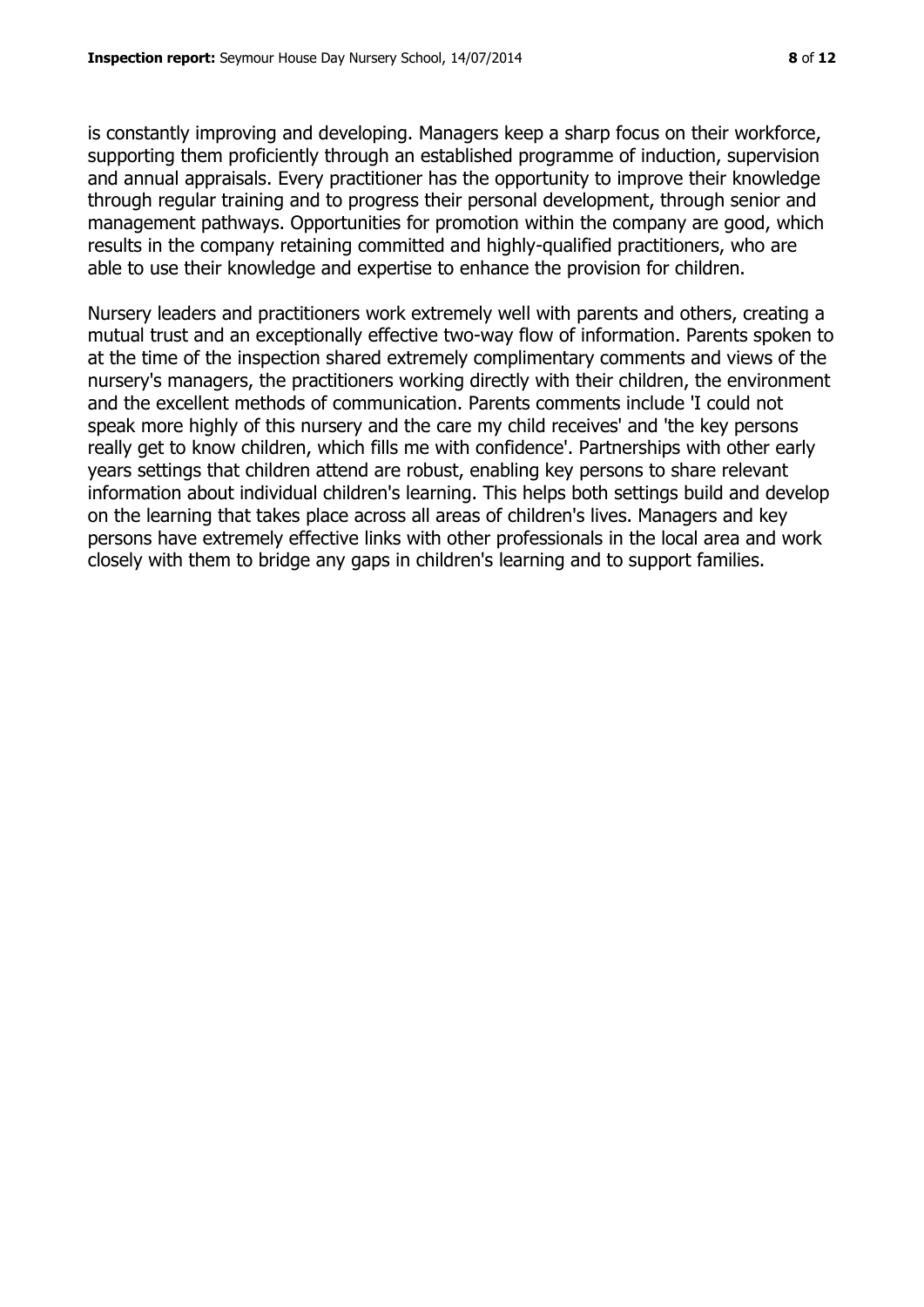is constantly improving and developing. Managers keep a sharp focus on their workforce, supporting them proficiently through an established programme of induction, supervision and annual appraisals. Every practitioner has the opportunity to improve their knowledge through regular training and to progress their personal development, through senior and management pathways. Opportunities for promotion within the company are good, which results in the company retaining committed and highly-qualified practitioners, who are able to use their knowledge and expertise to enhance the provision for children.

Nursery leaders and practitioners work extremely well with parents and others, creating a mutual trust and an exceptionally effective two-way flow of information. Parents spoken to at the time of the inspection shared extremely complimentary comments and views of the nursery's managers, the practitioners working directly with their children, the environment and the excellent methods of communication. Parents comments include 'I could not speak more highly of this nursery and the care my child receives' and 'the key persons really get to know children, which fills me with confidence'. Partnerships with other early years settings that children attend are robust, enabling key persons to share relevant information about individual children's learning. This helps both settings build and develop on the learning that takes place across all areas of children's lives. Managers and key persons have extremely effective links with other professionals in the local area and work closely with them to bridge any gaps in children's learning and to support families.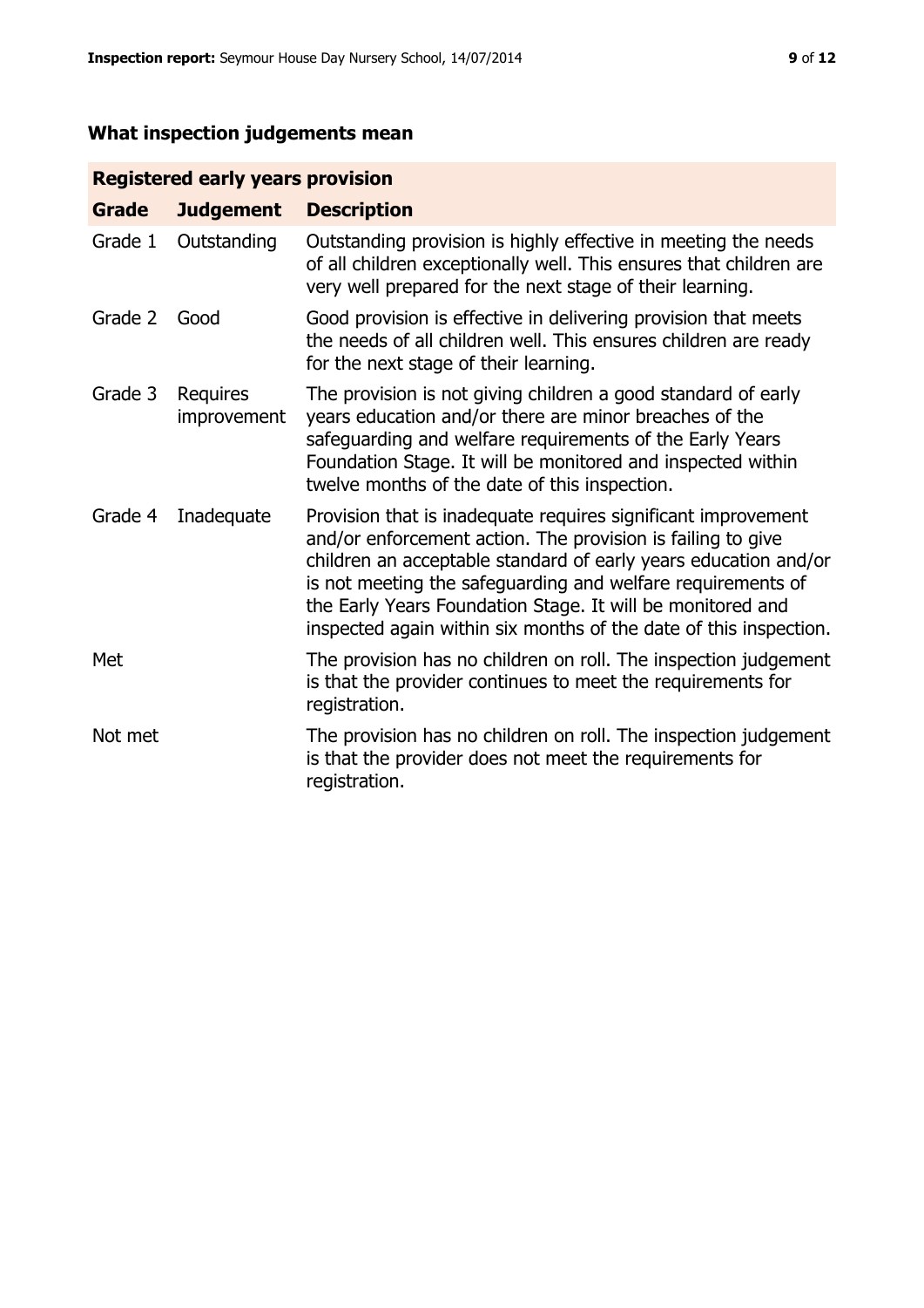## What inspection judgements mean

| Registered early years provision | | |
|---|---|---|
| **Grade** | **Judgement** | **Description** |
| Grade 1 | Outstanding | Outstanding provision is highly effective in meeting the needs of all children exceptionally well. This ensures that children are very well prepared for the next stage of their learning. |
| Grade 2 | Good | Good provision is effective in delivering provision that meets the needs of all children well. This ensures children are ready for the next stage of their learning. |
| Grade 3 | Requires improvement | The provision is not giving children a good standard of early years education and/or there are minor breaches of the safeguarding and welfare requirements of the Early Years Foundation Stage. It will be monitored and inspected within twelve months of the date of this inspection. |
| Grade 4 | Inadequate | Provision that is inadequate requires significant improvement and/or enforcement action. The provision is failing to give children an acceptable standard of early years education and/or is not meeting the safeguarding and welfare requirements of the Early Years Foundation Stage. It will be monitored and inspected again within six months of the date of this inspection. |
| Met | | The provision has no children on roll. The inspection judgement is that the provider continues to meet the requirements for registration. |
| Not met | | The provision has no children on roll. The inspection judgement is that the provider does not meet the requirements for registration. |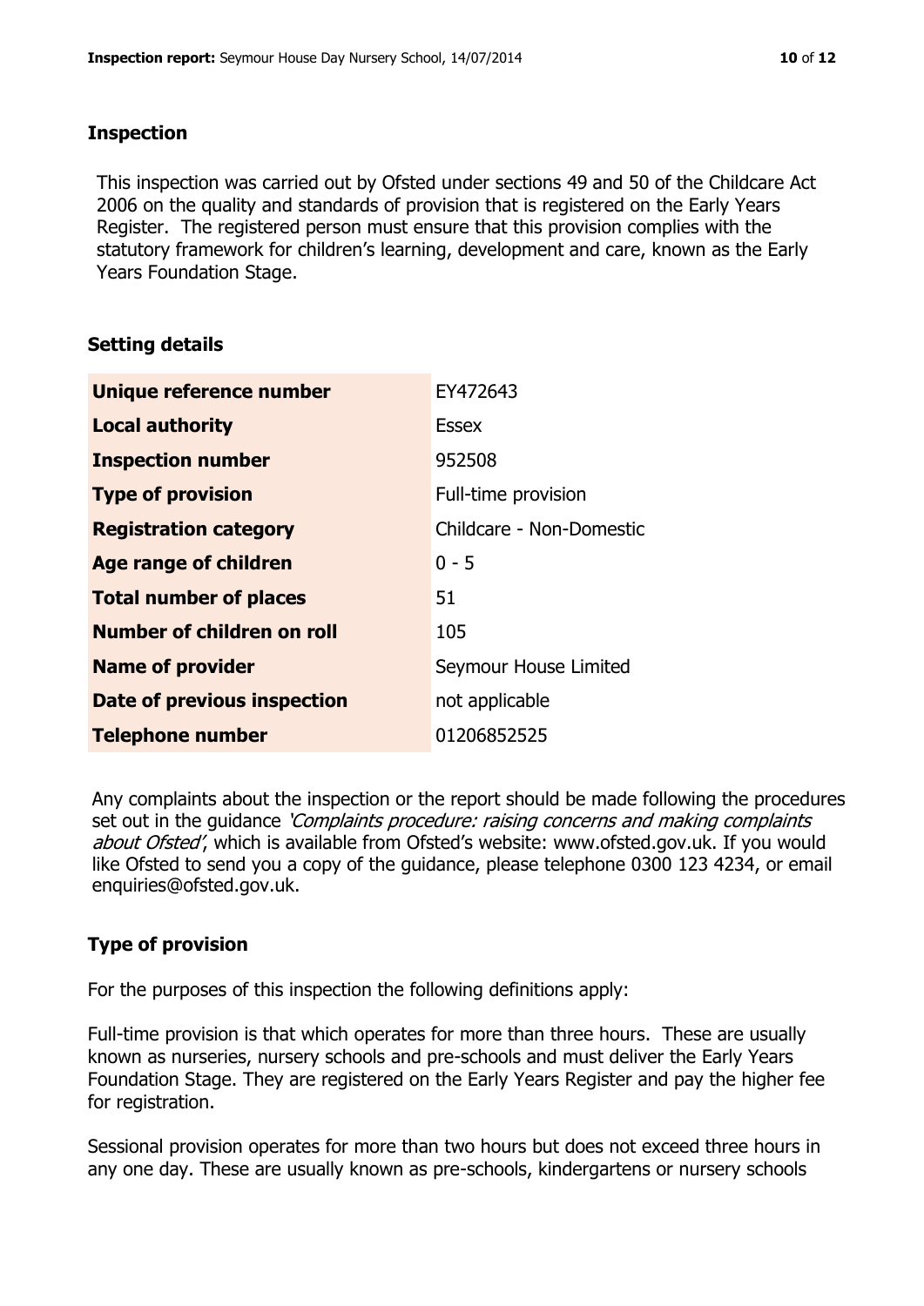## Inspection

This inspection was carried out by Ofsted under sections 49 and 50 of the Childcare Act 2006 on the quality and standards of provision that is registered on the Early Years Register. The registered person must ensure that this provision complies with the statutory framework for children's learning, development and care, known as the Early Years Foundation Stage.

## Setting details

| | |
|---|---|
| **Unique reference number** | EY472643 |
| **Local authority** | Essex |
| **Inspection number** | 952508 |
| **Type of provision** | Full-time provision |
| **Registration category** | Childcare - Non-Domestic |
| **Age range of children** | 0 - 5 |
| **Total number of places** | 51 |
| **Number of children on roll** | 105 |
| **Name of provider** | Seymour House Limited |
| **Date of previous inspection** | not applicable |
| **Telephone number** | 01206852525 |

Any complaints about the inspection or the report should be made following the procedures set out in the guidance *'Complaints procedure: raising concerns and making complaints about Ofsted'*, which is available from Ofsted's website: www.ofsted.gov.uk. If you would like Ofsted to send you a copy of the guidance, please telephone 0300 123 4234, or email enquiries@ofsted.gov.uk.

## Type of provision

For the purposes of this inspection the following definitions apply:

Full-time provision is that which operates for more than three hours. These are usually known as nurseries, nursery schools and pre-schools and must deliver the Early Years Foundation Stage. They are registered on the Early Years Register and pay the higher fee for registration.

Sessional provision operates for more than two hours but does not exceed three hours in any one day. These are usually known as pre-schools, kindergartens or nursery schools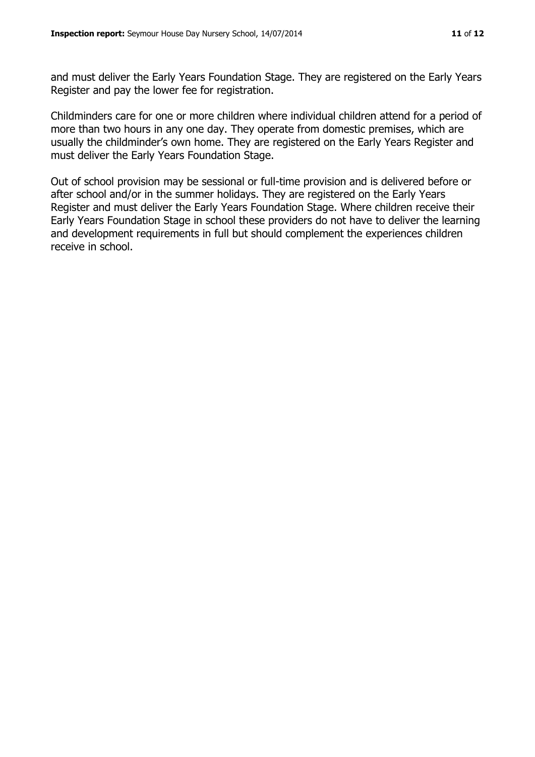and must deliver the Early Years Foundation Stage. They are registered on the Early Years Register and pay the lower fee for registration.

Childminders care for one or more children where individual children attend for a period of more than two hours in any one day. They operate from domestic premises, which are usually the childminder's own home. They are registered on the Early Years Register and must deliver the Early Years Foundation Stage.

Out of school provision may be sessional or full-time provision and is delivered before or after school and/or in the summer holidays. They are registered on the Early Years Register and must deliver the Early Years Foundation Stage. Where children receive their Early Years Foundation Stage in school these providers do not have to deliver the learning and development requirements in full but should complement the experiences children receive in school.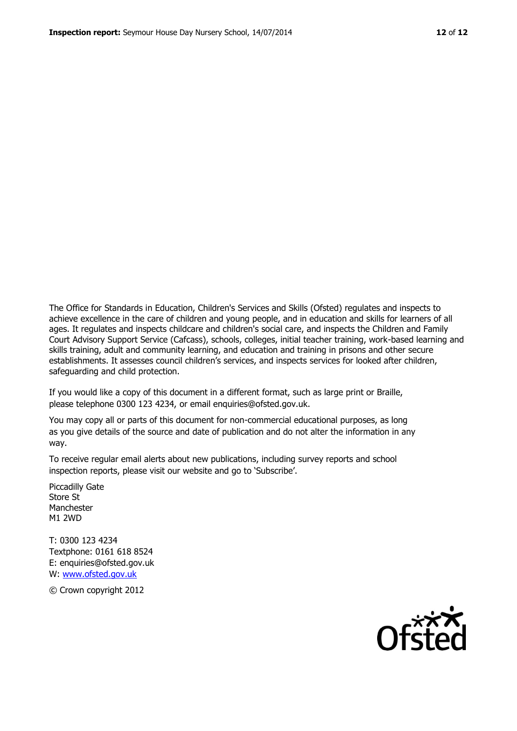The Office for Standards in Education, Children's Services and Skills (Ofsted) regulates and inspects to achieve excellence in the care of children and young people, and in education and skills for learners of all ages. It regulates and inspects childcare and children's social care, and inspects the Children and Family Court Advisory Support Service (Cafcass), schools, colleges, initial teacher training, work-based learning and skills training, adult and community learning, and education and training in prisons and other secure establishments. It assesses council children's services, and inspects services for looked after children, safeguarding and child protection.

If you would like a copy of this document in a different format, such as large print or Braille, please telephone 0300 123 4234, or email enquiries@ofsted.gov.uk.

You may copy all or parts of this document for non-commercial educational purposes, as long as you give details of the source and date of publication and do not alter the information in any way.

To receive regular email alerts about new publications, including survey reports and school inspection reports, please visit our website and go to 'Subscribe'.

Piccadilly Gate
Store St
Manchester
M1 2WD

T: 0300 123 4234
Textphone: 0161 618 8524
E: enquiries@ofsted.gov.uk
W: www.ofsted.gov.uk

© Crown copyright 2012